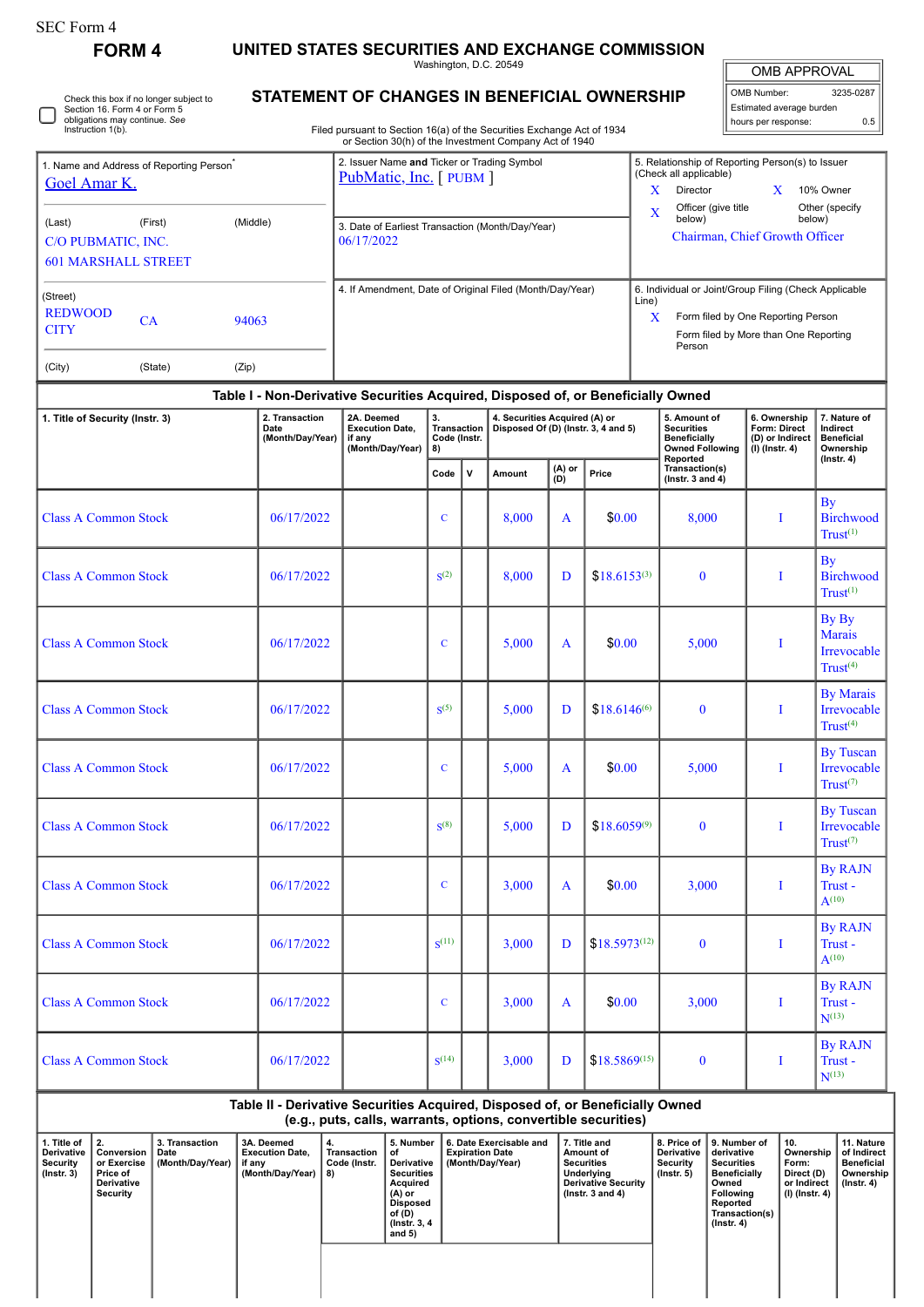SEC Form 4

**FORM 4**

# UNITED STATES SECURITIES AND EXCHANGE COMMISSION

Washington, D.C. 20549

## STATEMENT OF CHANGES IN BENEFICIAL OWNERSHIP

Filed pursuant to Section 16(a) of the Securities Exchange Act of 1934 or Section 30(h) of the Investment Company Act of 1940

| OMB APPROVAL | |
|---|---|
| OMB Number: | 3235-0287 |
| Estimated average burden | |
| hours per response: | 0.5 |

☐ Check this box if no longer subject to Section 16. Form 4 or Form 5 obligations may continue. *See* Instruction 1(b).

1. Name and Address of Reporting Person*
Goel Amar K.

(Last) (First) (Middle)
C/O PUBMATIC, INC.
601 MARSHALL STREET

(Street)
REDWOOD CITY CA 94063

(City) (State) (Zip)

2. Issuer Name **and** Ticker or Trading Symbol
PubMatic, Inc. [ PUBM ]

3. Date of Earliest Transaction (Month/Day/Year)
06/17/2022

4. If Amendment, Date of Original Filed (Month/Day/Year)

5. Relationship of Reporting Person(s) to Issuer (Check all applicable)
X Director
X 10% Owner
X Officer (give title below)
Other (specify below)
Chairman, Chief Growth Officer

6. Individual or Joint/Group Filing (Check Applicable Line)
X Form filed by One Reporting Person
Form filed by More than One Reporting Person

**Table I - Non-Derivative Securities Acquired, Disposed of, or Beneficially Owned**

| 1. Title of Security (Instr. 3) | 2. Transaction Date (Month/Day/Year) | 2A. Deemed Execution Date, if any (Month/Day/Year) | 3. Transaction Code (Instr. 8) Code | V | 4. Securities Acquired (A) or Disposed Of (D) (Instr. 3, 4 and 5) Amount | (A) or (D) | Price | 5. Amount of Securities Beneficially Owned Following Reported Transaction(s) (Instr. 3 and 4) | 6. Ownership Form: Direct (D) or Indirect (I) (Instr. 4) | 7. Nature of Indirect Beneficial Ownership (Instr. 4) |
|---|---|---|---|---|---|---|---|---|---|---|
| Class A Common Stock | 06/17/2022 | | C | | 8,000 | A | $0.00 | 8,000 | I | By Birchwood Trust[1] |
| Class A Common Stock | 06/17/2022 | | S[2] | | 8,000 | D | $18.6153[3] | 0 | I | By Birchwood Trust[1] |
| Class A Common Stock | 06/17/2022 | | C | | 5,000 | A | $0.00 | 5,000 | I | By By Marais Irrevocable Trust[4] |
| Class A Common Stock | 06/17/2022 | | S[5] | | 5,000 | D | $18.6146[6] | 0 | I | By Marais Irrevocable Trust[4] |
| Class A Common Stock | 06/17/2022 | | C | | 5,000 | A | $0.00 | 5,000 | I | By Tuscan Irrevocable Trust[7] |
| Class A Common Stock | 06/17/2022 | | S[8] | | 5,000 | D | $18.6059[9] | 0 | I | By Tuscan Irrevocable Trust[7] |
| Class A Common Stock | 06/17/2022 | | C | | 3,000 | A | $0.00 | 3,000 | I | By RAJN Trust - A[10] |
| Class A Common Stock | 06/17/2022 | | S[11] | | 3,000 | D | $18.5973[12] | 0 | I | By RAJN Trust - A[10] |
| Class A Common Stock | 06/17/2022 | | C | | 3,000 | A | $0.00 | 3,000 | I | By RAJN Trust - N[13] |
| Class A Common Stock | 06/17/2022 | | S[14] | | 3,000 | D | $18.5869[15] | 0 | I | By RAJN Trust - N[13] |

**Table II - Derivative Securities Acquired, Disposed of, or Beneficially Owned (e.g., puts, calls, warrants, options, convertible securities)**

| 1. Title of Derivative Security (Instr. 3) | 2. Conversion or Exercise Price of Derivative Security | 3. Transaction Date (Month/Day/Year) | 3A. Deemed Execution Date, if any (Month/Day/Year) | 4. Transaction Code (Instr. 8) | 5. Number of Derivative Securities Acquired (A) or Disposed of (D) (Instr. 3, 4 and 5) | 6. Date Exercisable and Expiration Date (Month/Day/Year) | 7. Title and Amount of Securities Underlying Derivative Security (Instr. 3 and 4) | 8. Price of Derivative Security (Instr. 5) | 9. Number of derivative Securities Beneficially Owned Following Reported Transaction(s) (Instr. 4) | 10. Ownership Form: Direct (D) or Indirect (I) (Instr. 4) | 11. Nature of Indirect Beneficial Ownership (Instr. 4) |
|---|---|---|---|---|---|---|---|---|---|---|---|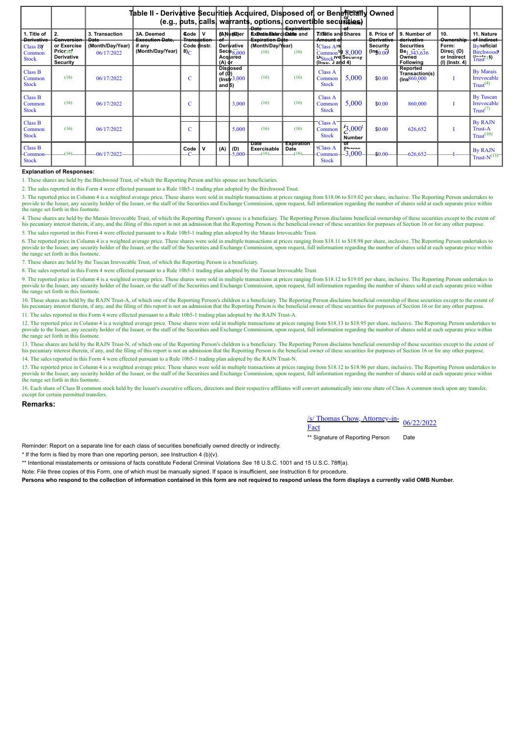| Table II - Derivative Securities Acquired, Disposed of, or Beneficially Owned (e.g., puts, calls, warrants, options, convertible securities) | | | | | | | | | | | | | | | |
|---|---|---|---|---|---|---|---|---|---|---|---|---|---|---|---|
| 1. Title of Derivative Security (Instr. 3) | 2. Conversion or Exercise Price of Derivative Security | 3. Transaction Date (Month/Day/Year) | 3A. Deemed Execution Date, if any (Month/Day/Year) | 4. Transaction Code (Instr. 8) | | 5. Number of Derivative Securities Acquired (A) or Disposed of (D) (Instr. 3, 4 and 5) | | 6. Date Exercisable and Expiration Date (Month/Day/Year) | | 7. Title and Amount of Securities Underlying Derivative Security (Instr. 3 and 4) | | 8. Price of Derivative Security (Instr. 5) | 9. Number of derivative Securities Beneficially Owned Following Reported Transaction(s) (Instr. 4) | 10. Ownership Form: Direct (D) or Indirect (I) (Instr. 4) | 11. Nature of Indirect Beneficial Ownership (Instr. 4) |
| | | | | Code | V | (A) | (D) | Date Exercisable | Expiration Date | Title | Amount or Number of Shares | | | | |
| Class B Common Stock | (16) | 06/17/2022 | | C | | | 8,000 | (16) | (16) | Class A Common Stock | 8,000 | $0.00 | 1,343,636 | I | By Birchwood Trust[1] |
| Class B Common Stock | (16) | 06/17/2022 | | C | | | 3,000 | (16) | (16) | Class A Common Stock | 5,000 | $0.00 | 860,000 | I | By Marais Irrevocable Trust[4] |
| Class B Common Stock | (16) | 06/17/2022 | | C | | | 3,000 | (16) | (16) | Class A Common Stock | 5,000 | $0.00 | 860,000 | I | By Tuscan Irrevocable Trust[7] |
| Class B Common Stock | (16) | 06/17/2022 | | C | | | 5,000 | (16) | (16) | Class A Common Stock | 3,000 | $0.00 | 626,652 | I | By RAJN Trust-A Trust[10] |
| Class B Common Stock | (16) | 06/17/2022 | | C | | | 5,000 | (16) | (16) | Class A Common Stock | 3,000 | $0.00 | 626,652 | I | By RAJN Trust-N[13] |

**Explanation of Responses:**

1. These shares are held by the Birchwood Trust, of which the Reporting Person and his spouse are beneficiaries.

2. The sales reported in this Form 4 were effected pursuant to a Rule 10b5-1 trading plan adopted by the Birchwood Trust.

3. The reported price in Column 4 is a weighted average price. These shares were sold in multiple transactions at prices ranging from $18.06 to $19.02 per share, inclusive. The Reporting Person undertakes to provide to the Issuer, any security holder of the Issuer, or the staff of the Securities and Exchange Commission, upon request, full information regarding the number of shares sold at each separate price within the range set forth in this footnote.

4. These shares are held by the Marais Irrevocable Trust, of which the Reporting Person's spouse is a beneficiary. The Reporting Person disclaims beneficial ownership of these securities except to the extent of his pecuniary interest therein, if any, and the filing of this report is not an admission that the Reporting Person is the beneficial owner of these securities for purposes of Section 16 or for any other purpose.

5. The sales reported in this Form 4 were effected pursuant to a Rule 10b5-1 trading plan adopted by the Marais Irrevocable Trust.

6. The reported price in Column 4 is a weighted average price. These shares were sold in multiple transactions at prices ranging from $18.11 to $18.98 per share, inclusive. The Reporting Person undertakes to provide to the Issuer, any security holder of the Issuer, or the staff of the Securities and Exchange Commission, upon request, full information regarding the number of shares sold at each separate price within the range set forth in this footnote.

7. These shares are held by the Tuscan Irrevocable Trust, of which the Reporting Person is a beneficiary.

8. The sales reported in this Form 4 were effected pursuant to a Rule 10b5-1 trading plan adopted by the Tuscan Irrevocable Trust.

9. The reported price in Column 4 is a weighted average price. These shares were sold in multiple transactions at prices ranging from $18.12 to $19.05 per share, inclusive. The Reporting Person undertakes to provide to the Issuer, any security holder of the Issuer, or the staff of the Securities and Exchange Commission, upon request, full information regarding the number of shares sold at each separate price within the range set forth in this footnote.

10. These shares are held by the RAJN Trust-A, of which one of the Reporting Person's children is a beneficiary. The Reporting Person disclaims beneficial ownership of these securities except to the extent of his pecuniary interest therein, if any, and the filing of this report is not an admission that the Reporting Person is the beneficial owner of these securities for purposes of Section 16 or for any other purpose.

11. The sales reported in this Form 4 were effected pursuant to a Rule 10b5-1 trading plan adopted by the RAJN Trust-A.

12. The reported price in Column 4 is a weighted average price. These shares were sold in multiple transactions at prices ranging from $18.13 to $18.95 per share, inclusive. The Reporting Person undertakes to provide to the Issuer, any security holder of the Issuer, or the staff of the Securities and Exchange Commission, upon request, full information regarding the number of shares sold at each separate price within the range set forth in this footnote.

13. These shares are held by the RAJN Trust-N, of which one of the Reporting Person's children is a beneficiary. The Reporting Person disclaims beneficial ownership of these securities except to the extent of his pecuniary interest therein, if any, and the filing of this report is not an admission that the Reporting Person is the beneficial owner of these securities for purposes of Section 16 or for any other purpose.

14. The sales reported in this Form 4 were effected pursuant to a Rule 10b5-1 trading plan adopted by the RAJN Trust-N.

15. The reported price in Column 4 is a weighted average price. These shares were sold in multiple transactions at prices ranging from $18.12 to $18.96 per share, inclusive. The Reporting Person undertakes to provide to the Issuer, any security holder of the Issuer, or the staff of the Securities and Exchange Commission, upon request, full information regarding the number of shares sold at each separate price within the range set forth in this footnote.

16. Each share of Class B common stock held by the Issuer's executive officers, directors and their respective affiliates will convert automatically into one share of Class A common stock upon any transfer, except for certain permitted transfers.

## Remarks:

/s/ Thomas Chow, Attorney-in-Fact 06/22/2022

** Signature of Reporting Person Date

Reminder: Report on a separate line for each class of securities beneficially owned directly or indirectly.

* If the form is filed by more than one reporting person, *see* Instruction 4 (b)(v).

** Intentional misstatements or omissions of facts constitute Federal Criminal Violations *See* 18 U.S.C. 1001 and 15 U.S.C. 78ff(a).

Note: File three copies of this Form, one of which must be manually signed. If space is insufficient, *see* Instruction 6 for procedure.

**Persons who respond to the collection of information contained in this form are not required to respond unless the form displays a currently valid OMB Number.**